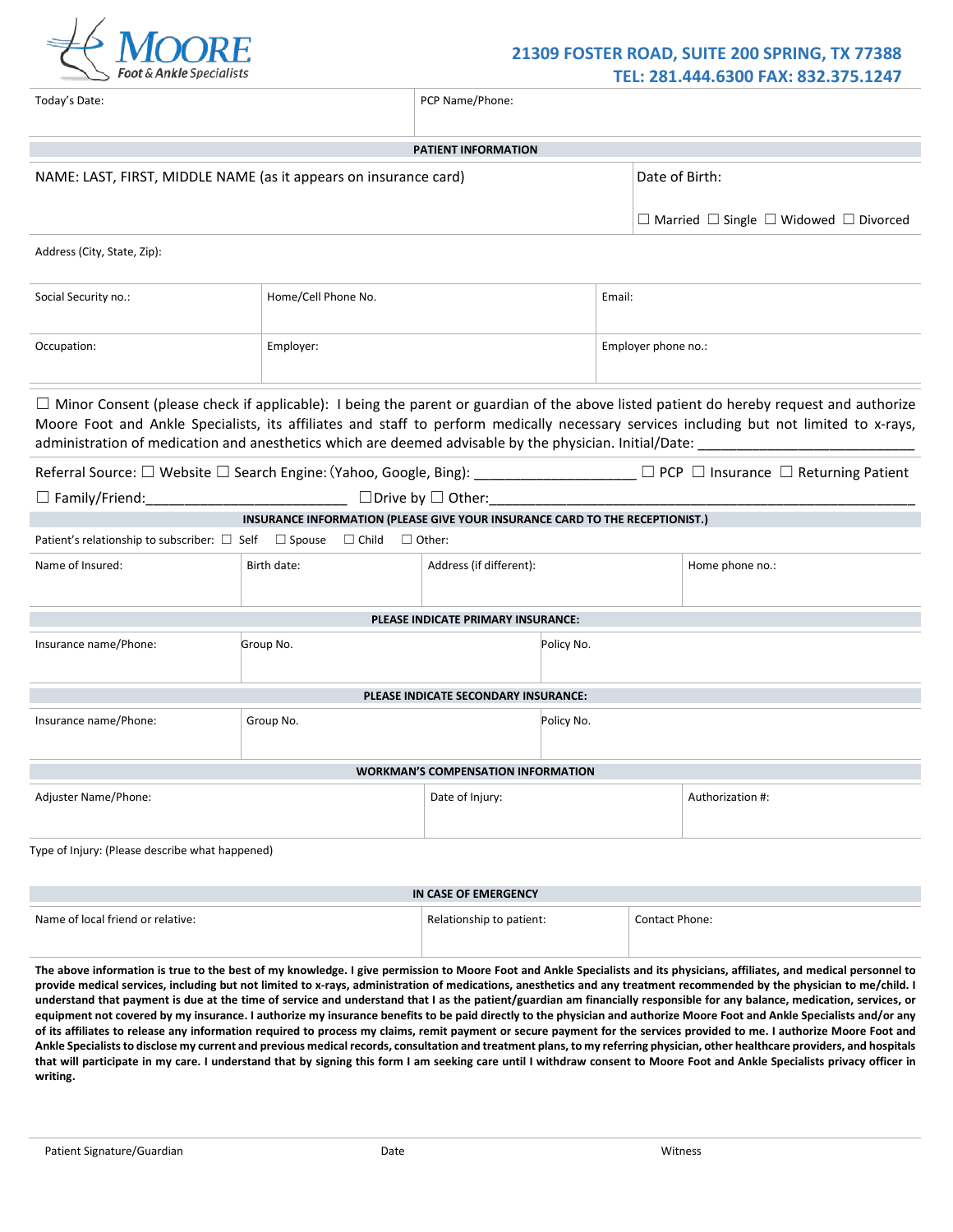**MOORE** *Foot & Ankle Specialists*

**21309 FOSTER ROAD, SUITE 200 SPRING, TX 77388**
**TEL: 281.444.6300 FAX: 832.375.1247**

| Today's Date: | PCP Name/Phone: |
|---|---|

**PATIENT INFORMATION**

| NAME: LAST, FIRST, MIDDLE NAME (as it appears on insurance card) | Date of Birth: ☐ Married ☐ Single ☐ Widowed ☐ Divorced |
|---|---|

Address (City, State, Zip):

| Social Security no.: | Home/Cell Phone No. | Email: |
|---|---|---|
| Occupation: | Employer: | Employer phone no.: |

☐ Minor Consent (please check if applicable): I being the parent or guardian of the above listed patient do hereby request and authorize Moore Foot and Ankle Specialists, its affiliates and staff to perform medically necessary services including but not limited to x-rays, administration of medication and anesthetics which are deemed advisable by the physician. Initial/Date: ___________________________

Referral Source: ☐ Website ☐ Search Engine: (Yahoo, Google, Bing): ____________________ ☐ PCP ☐ Insurance ☐ Returning Patient
☐ Family/Friend:_________________________ ☐Drive by ☐ Other:_____________________________________________________

**INSURANCE INFORMATION (PLEASE GIVE YOUR INSURANCE CARD TO THE RECEPTIONIST.)**

Patient's relationship to subscriber: ☐ Self ☐ Spouse ☐ Child ☐ Other:

| Name of Insured: | Birth date: | Address (if different): | Home phone no.: |
|---|---|---|---|

**PLEASE INDICATE PRIMARY INSURANCE:**

| Insurance name/Phone: | Group No. | Policy No. |
|---|---|---|

**PLEASE INDICATE SECONDARY INSURANCE:**

| Insurance name/Phone: | Group No. | Policy No. |
|---|---|---|

**WORKMAN'S COMPENSATION INFORMATION**

| Adjuster Name/Phone: | Date of Injury: | Authorization #: |
|---|---|---|

Type of Injury: (Please describe what happened)

**IN CASE OF EMERGENCY**

| Name of local friend or relative: | Relationship to patient: | Contact Phone: |
|---|---|---|

**The above information is true to the best of my knowledge. I give permission to Moore Foot and Ankle Specialists and its physicians, affiliates, and medical personnel to provide medical services, including but not limited to x-rays, administration of medications, anesthetics and any treatment recommended by the physician to me/child. I understand that payment is due at the time of service and understand that I as the patient/guardian am financially responsible for any balance, medication, services, or equipment not covered by my insurance. I authorize my insurance benefits to be paid directly to the physician and authorize Moore Foot and Ankle Specialists and/or any of its affiliates to release any information required to process my claims, remit payment or secure payment for the services provided to me. I authorize Moore Foot and Ankle Specialists to disclose my current and previous medical records, consultation and treatment plans, to my referring physician, other healthcare providers, and hospitals that will participate in my care. I understand that by signing this form I am seeking care until I withdraw consent to Moore Foot and Ankle Specialists privacy officer in writing.**

| Patient Signature/Guardian | Date | Witness |
|---|---|---|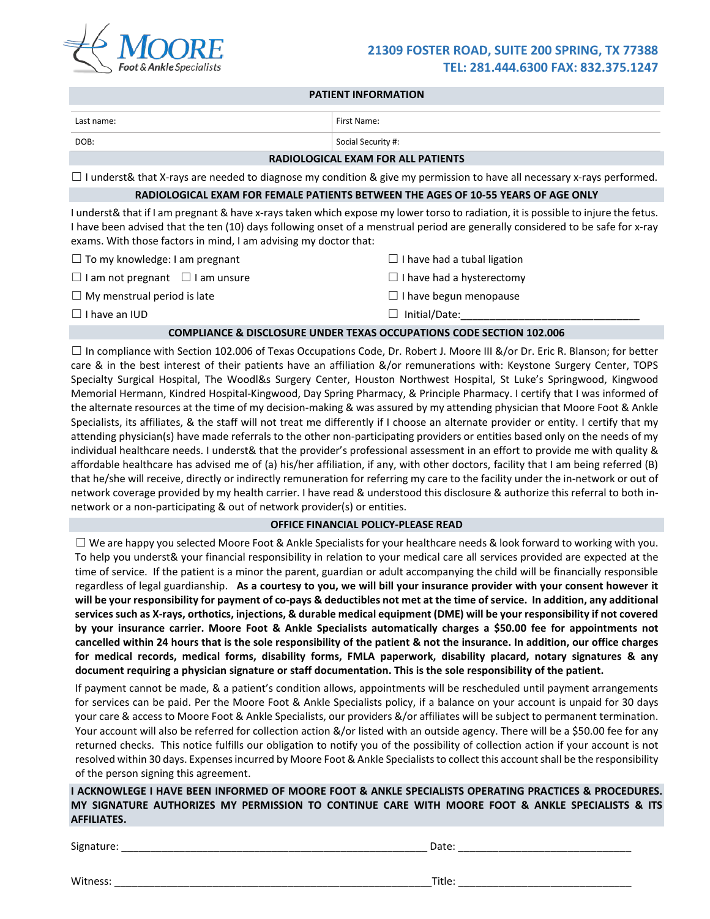**MOORE Foot & Ankle Specialists**

**21309 FOSTER ROAD, SUITE 200 SPRING, TX 77388**
**TEL: 281.444.6300 FAX: 832.375.1247**

## PATIENT INFORMATION

| Last name: | First Name: |
|---|---|
| DOB: | Social Security #: |

## RADIOLOGICAL EXAM FOR ALL PATIENTS

☐ I underst& that X-rays are needed to diagnose my condition & give my permission to have all necessary x-rays performed.

## RADIOLOGICAL EXAM FOR FEMALE PATIENTS BETWEEN THE AGES OF 10-55 YEARS OF AGE ONLY

I underst& that if I am pregnant & have x-rays taken which expose my lower torso to radiation, it is possible to injure the fetus. I have been advised that the ten (10) days following onset of a menstrual period are generally considered to be safe for x-ray exams. With those factors in mind, I am advising my doctor that:

☐ To my knowledge: I am pregnant
☐ I am not pregnant ☐ I am unsure
☐ My menstrual period is late
☐ I have an IUD
☐ I have had a tubal ligation
☐ I have had a hysterectomy
☐ I have begun menopause
☐ Initial/Date:_______________________________

## COMPLIANCE & DISCLOSURE UNDER TEXAS OCCUPATIONS CODE SECTION 102.006

☐ In compliance with Section 102.006 of Texas Occupations Code, Dr. Robert J. Moore III &/or Dr. Eric R. Blanson; for better care & in the best interest of their patients have an affiliation &/or remunerations with: Keystone Surgery Center, TOPS Specialty Surgical Hospital, The Woodl&s Surgery Center, Houston Northwest Hospital, St Luke's Springwood, Kingwood Memorial Hermann, Kindred Hospital-Kingwood, Day Spring Pharmacy, & Principle Pharmacy. I certify that I was informed of the alternate resources at the time of my decision-making & was assured by my attending physician that Moore Foot & Ankle Specialists, its affiliates, & the staff will not treat me differently if I choose an alternate provider or entity. I certify that my attending physician(s) have made referrals to the other non-participating providers or entities based only on the needs of my individual healthcare needs. I underst& that the provider's professional assessment in an effort to provide me with quality & affordable healthcare has advised me of (a) his/her affiliation, if any, with other doctors, facility that I am being referred (B) that he/she will receive, directly or indirectly remuneration for referring my care to the facility under the in-network or out of network coverage provided by my health carrier. I have read & understood this disclosure & authorize this referral to both in-network or a non-participating & out of network provider(s) or entities.

## OFFICE FINANCIAL POLICY-PLEASE READ

☐ We are happy you selected Moore Foot & Ankle Specialists for your healthcare needs & look forward to working with you. To help you underst& your financial responsibility in relation to your medical care all services provided are expected at the time of service. If the patient is a minor the parent, guardian or adult accompanying the child will be financially responsible regardless of legal guardianship. **As a courtesy to you, we will bill your insurance provider with your consent however it will be your responsibility for payment of co-pays & deductibles not met at the time of service. In addition, any additional services such as X-rays, orthotics, injections, & durable medical equipment (DME) will be your responsibility if not covered by your insurance carrier. Moore Foot & Ankle Specialists automatically charges a $50.00 fee for appointments not cancelled within 24 hours that is the sole responsibility of the patient & not the insurance. In addition, our office charges for medical records, medical forms, disability forms, FMLA paperwork, disability placard, notary signatures & any document requiring a physician signature or staff documentation. This is the sole responsibility of the patient.**

If payment cannot be made, & a patient's condition allows, appointments will be rescheduled until payment arrangements for services can be paid. Per the Moore Foot & Ankle Specialists policy, if a balance on your account is unpaid for 30 days your care & access to Moore Foot & Ankle Specialists, our providers &/or affiliates will be subject to permanent termination. Your account will also be referred for collection action &/or listed with an outside agency. There will be a $50.00 fee for any returned checks. This notice fulfills our obligation to notify you of the possibility of collection action if your account is not resolved within 30 days. Expenses incurred by Moore Foot & Ankle Specialists to collect this account shall be the responsibility of the person signing this agreement.

**I ACKNOWLEGE I HAVE BEEN INFORMED OF MOORE FOOT & ANKLE SPECIALISTS OPERATING PRACTICES & PROCEDURES. MY SIGNATURE AUTHORIZES MY PERMISSION TO CONTINUE CARE WITH MOORE FOOT & ANKLE SPECIALISTS & ITS AFFILIATES.**

Signature: ____________________________________________________ Date: ______________________________

Witness: ______________________________________________________ Title: ______________________________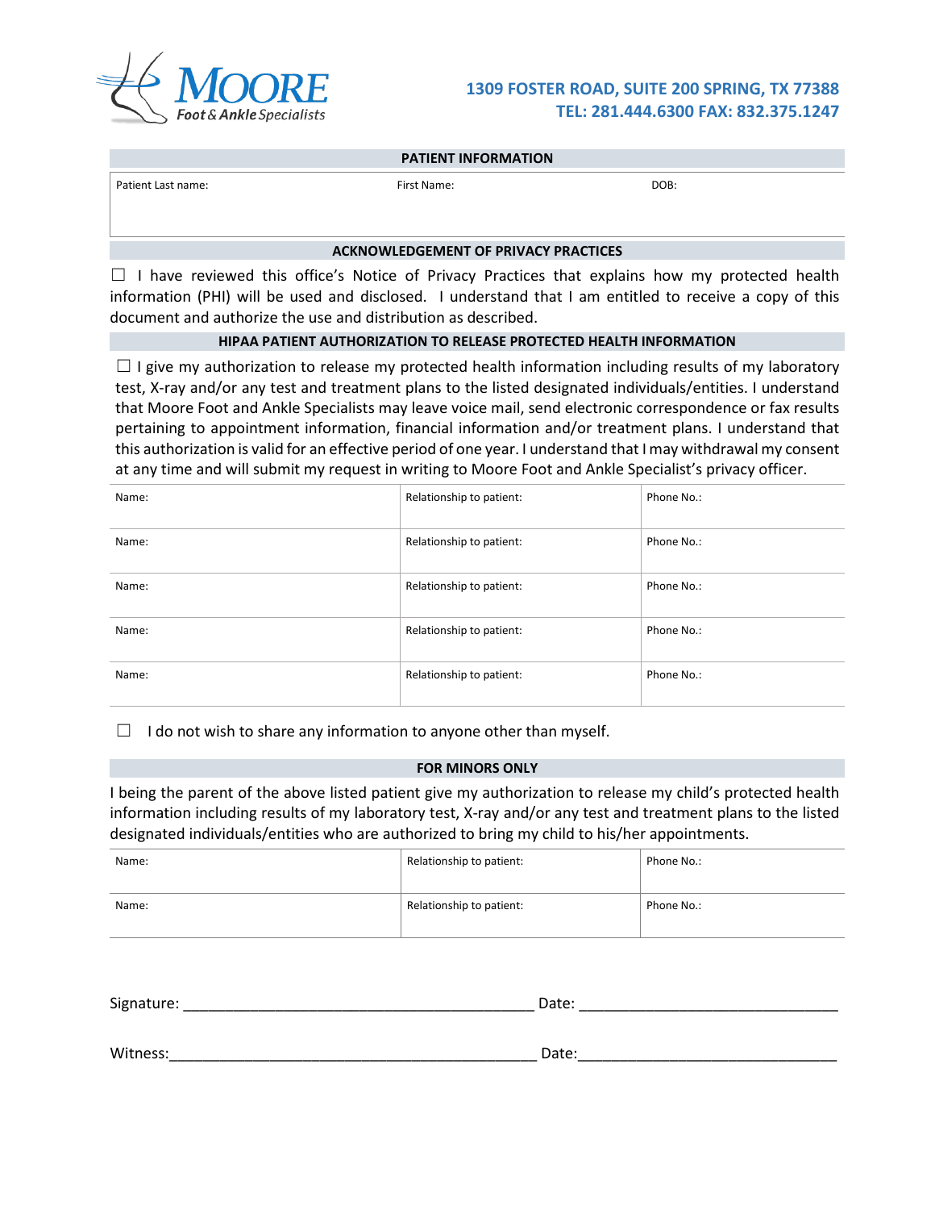**MOORE** Foot & Ankle Specialists

**1309 FOSTER ROAD, SUITE 200 SPRING, TX 77388**
**TEL: 281.444.6300 FAX: 832.375.1247**

## PATIENT INFORMATION

| Patient Last name: | First Name: | DOB: |
|---|---|---|
| | | |

## ACKNOWLEDGEMENT OF PRIVACY PRACTICES

☐ I have reviewed this office's Notice of Privacy Practices that explains how my protected health information (PHI) will be used and disclosed. I understand that I am entitled to receive a copy of this document and authorize the use and distribution as described.

## HIPAA PATIENT AUTHORIZATION TO RELEASE PROTECTED HEALTH INFORMATION

☐ I give my authorization to release my protected health information including results of my laboratory test, X-ray and/or any test and treatment plans to the listed designated individuals/entities. I understand that Moore Foot and Ankle Specialists may leave voice mail, send electronic correspondence or fax results pertaining to appointment information, financial information and/or treatment plans. I understand that this authorization is valid for an effective period of one year. I understand that I may withdrawal my consent at any time and will submit my request in writing to Moore Foot and Ankle Specialist's privacy officer.

| Name: | Relationship to patient: | Phone No.: |
|---|---|---|
| Name: | Relationship to patient: | Phone No.: |
| Name: | Relationship to patient: | Phone No.: |
| Name: | Relationship to patient: | Phone No.: |
| Name: | Relationship to patient: | Phone No.: |

☐ I do not wish to share any information to anyone other than myself.

## FOR MINORS ONLY

I being the parent of the above listed patient give my authorization to release my child's protected health information including results of my laboratory test, X-ray and/or any test and treatment plans to the listed designated individuals/entities who are authorized to bring my child to his/her appointments.

| Name: | Relationship to patient: | Phone No.: |
|---|---|---|
| Name: | Relationship to patient: | Phone No.: |

Signature: __________________________________________ Date: ______________________________

Witness: ____________________________________________ Date: ______________________________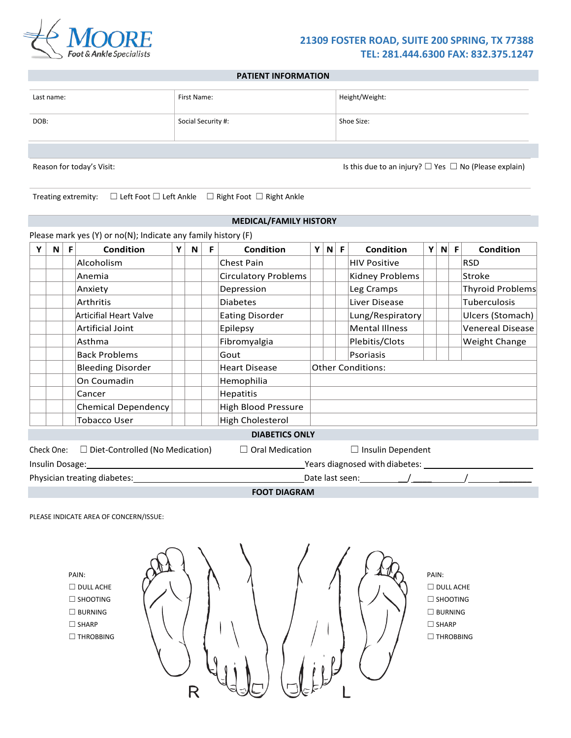MOORE Foot & Ankle Specialists

**21309 FOSTER ROAD, SUITE 200 SPRING, TX 77388**
**TEL: 281.444.6300 FAX: 832.375.1247**

## PATIENT INFORMATION

| Last name: | First Name: | Height/Weight: |
|---|---|---|
| DOB: | Social Security #: | Shoe Size: |

Reason for today's Visit: Is this due to an injury? ☐ Yes ☐ No (Please explain)

Treating extremity: ☐ Left Foot ☐ Left Ankle ☐ Right Foot ☐ Right Ankle

## MEDICAL/FAMILY HISTORY

Please mark yes (Y) or no(N); Indicate any family history (F)

| Y | N | F | Condition | Y | N | F | Condition | Y | N | F | Condition | Y | N | F | Condition |
|---|---|---|---|---|---|---|---|---|---|---|---|---|---|---|---|
| | | | Alcoholism | | | | Chest Pain | | | | HIV Positive | | | | RSD |
| | | | Anemia | | | | Circulatory Problems | | | | Kidney Problems | | | | Stroke |
| | | | Anxiety | | | | Depression | | | | Leg Cramps | | | | Thyroid Problems |
| | | | Arthritis | | | | Diabetes | | | | Liver Disease | | | | Tuberculosis |
| | | | Articifial Heart Valve | | | | Eating Disorder | | | | Lung/Respiratory | | | | Ulcers (Stomach) |
| | | | Artificial Joint | | | | Epilepsy | | | | Mental Illness | | | | Venereal Disease |
| | | | Asthma | | | | Fibromyalgia | | | | Plebitis/Clots | | | | Weight Change |
| | | | Back Problems | | | | Gout | | | | Psoriasis | | | | |
| | | | Bleeding Disorder | | | | Heart Disease | Other Conditions: | | | | | | | |
| | | | On Coumadin | | | | Hemophilia | | | | | | | | |
| | | | Cancer | | | | Hepatitis | | | | | | | | |
| | | | Chemical Dependency | | | | High Blood Pressure | | | | | | | | |
| | | | Tobacco User | | | | High Cholesterol | | | | | | | | |

## DIABETICS ONLY

Check One: ☐ Diet-Controlled (No Medication) ☐ Oral Medication ☐ Insulin Dependent

Insulin Dosage:______________________ Years diagnosed with diabetes: ______________

Physician treating diabetes:______________________ Date last seen:_____/_____/_____

## FOOT DIAGRAM

PLEASE INDICATE AREA OF CONCERN/ISSUE:

PAIN:
- ☐ DULL ACHE
- ☐ SHOOTING
- ☐ BURNING
- ☐ SHARP
- ☐ THROBBING

R L

PAIN:
- ☐ DULL ACHE
- ☐ SHOOTING
- ☐ BURNING
- ☐ SHARP
- ☐ THROBBING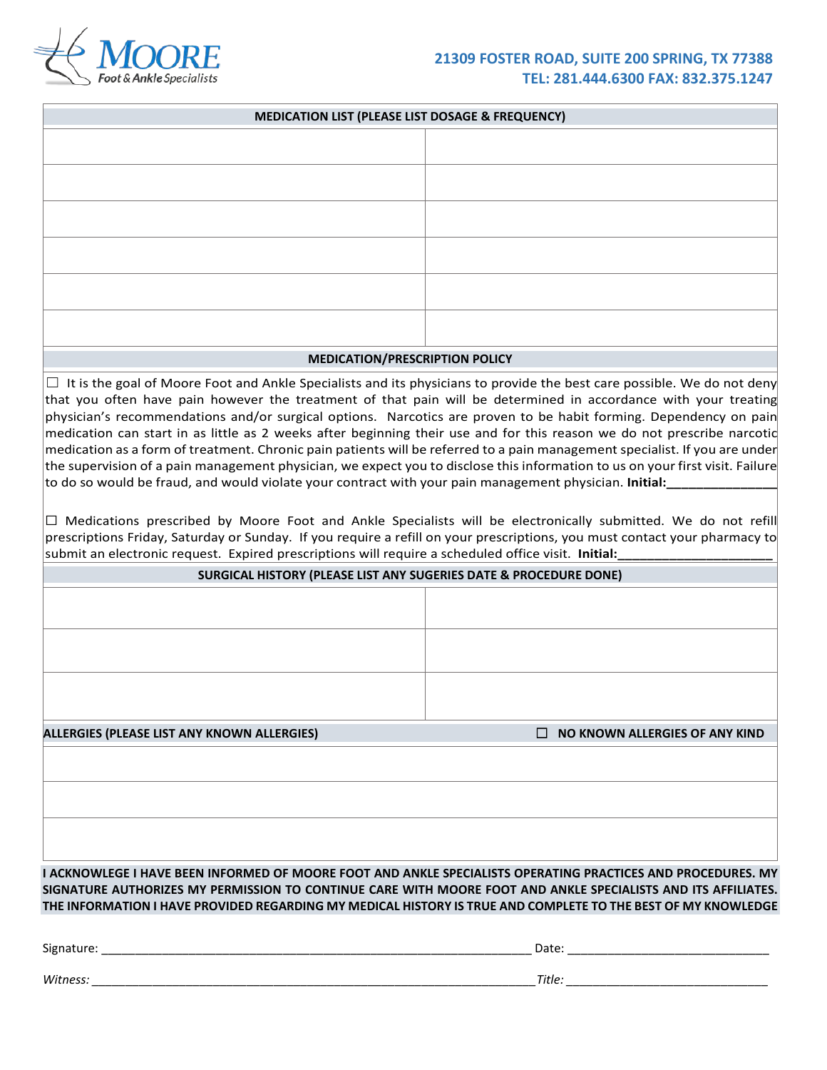**MOORE**
Foot & Ankle Specialists

**21309 FOSTER ROAD, SUITE 200 SPRING, TX 77388**
**TEL: 281.444.6300 FAX: 832.375.1247**

## MEDICATION LIST (PLEASE LIST DOSAGE & FREQUENCY)

| | |
|---|---|
| | |
| | |
| | |
| | |
| | |
| | |

## MEDICATION/PRESCRIPTION POLICY

☐ It is the goal of Moore Foot and Ankle Specialists and its physicians to provide the best care possible. We do not deny that you often have pain however the treatment of that pain will be determined in accordance with your treating physician's recommendations and/or surgical options. Narcotics are proven to be habit forming. Dependency on pain medication can start in as little as 2 weeks after beginning their use and for this reason we do not prescribe narcotic medication as a form of treatment. Chronic pain patients will be referred to a pain management specialist. If you are under the supervision of a pain management physician, we expect you to disclose this information to us on your first visit. Failure to do so would be fraud, and would violate your contract with your pain management physician. **Initial:**_______________

☐ Medications prescribed by Moore Foot and Ankle Specialists will be electronically submitted. We do not refill prescriptions Friday, Saturday or Sunday. If you require a refill on your prescriptions, you must contact your pharmacy to submit an electronic request. Expired prescriptions will require a scheduled office visit. **Initial:**_____________________

## SURGICAL HISTORY (PLEASE LIST ANY SUGERIES DATE & PROCEDURE DONE)

| | |
|---|---|
| | |
| | |
| | |

## ALLERGIES (PLEASE LIST ANY KNOWN ALLERGIES)

☐ **NO KNOWN ALLERGIES OF ANY KIND**

| |
|---|
| |
| |
| |

**I ACKNOWLEGE I HAVE BEEN INFORMED OF MOORE FOOT AND ANKLE SPECIALISTS OPERATING PRACTICES AND PROCEDURES. MY SIGNATURE AUTHORIZES MY PERMISSION TO CONTINUE CARE WITH MOORE FOOT AND ANKLE SPECIALISTS AND ITS AFFILIATES. THE INFORMATION I HAVE PROVIDED REGARDING MY MEDICAL HISTORY IS TRUE AND COMPLETE TO THE BEST OF MY KNOWLEDGE**

Signature: _______________________________________________ Date: _______________________

*Witness:* _______________________________________________ *Title:* _______________________